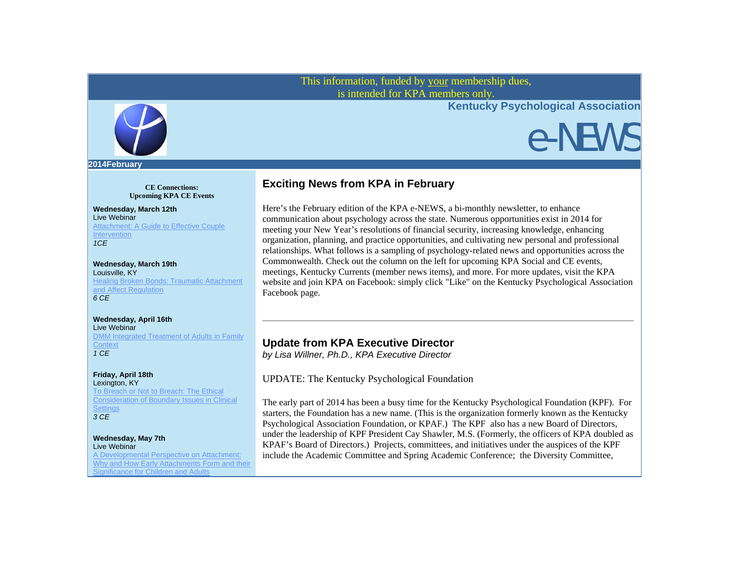This information, funded by your membership dues, is intended for KPA members only.

**Kentucky Psychological Association**

# e-NEWS

**2014February**

**CE Connections:**
**Upcoming KPA CE Events**

**Wednesday, March 12th**
Live Webinar
Attachment: A Guide to Effective Couple Intervention
*1CE*

**Wednesday, March 19th**
Louisville, KY
Healing Broken Bonds: Traumatic Attachment and Affect Regulation
*6 CE*

**Wednesday, April 16th**
Live Webinar
DMM Integrated Treatment of Adults in Family Context
*1 CE*

**Friday, April 18th**
Lexington, KY
To Breach or Not to Breach: The Ethical Consideration of Boundary Issues in Clinical Settings
*3 CE*

**Wednesday, May 7th**
Live Webinar
A Developmental Perspective on Attachment: Why and How Early Attachments Form and their Significance for Children and Adults

## Exciting News from KPA in February

Here's the February edition of the KPA e-NEWS, a bi-monthly newsletter, to enhance communication about psychology across the state. Numerous opportunities exist in 2014 for meeting your New Year's resolutions of financial security, increasing knowledge, enhancing organization, planning, and practice opportunities, and cultivating new personal and professional relationships. What follows is a sampling of psychology-related news and opportunities across the Commonwealth. Check out the column on the left for upcoming KPA Social and CE events, meetings, Kentucky Currents (member news items), and more. For more updates, visit the KPA website and join KPA on Facebook: simply click "Like" on the Kentucky Psychological Association Facebook page.

---

## Update from KPA Executive Director

*by Lisa Willner, Ph.D., KPA Executive Director*

UPDATE: The Kentucky Psychological Foundation

The early part of 2014 has been a busy time for the Kentucky Psychological Foundation (KPF). For starters, the Foundation has a new name. (This is the organization formerly known as the Kentucky Psychological Association Foundation, or KPAF.) The KPF also has a new Board of Directors, under the leadership of KPF President Cay Shawler, M.S. (Formerly, the officers of KPA doubled as KPAF's Board of Directors.) Projects, committees, and initiatives under the auspices of the KPF include the Academic Committee and Spring Academic Conference; the Diversity Committee,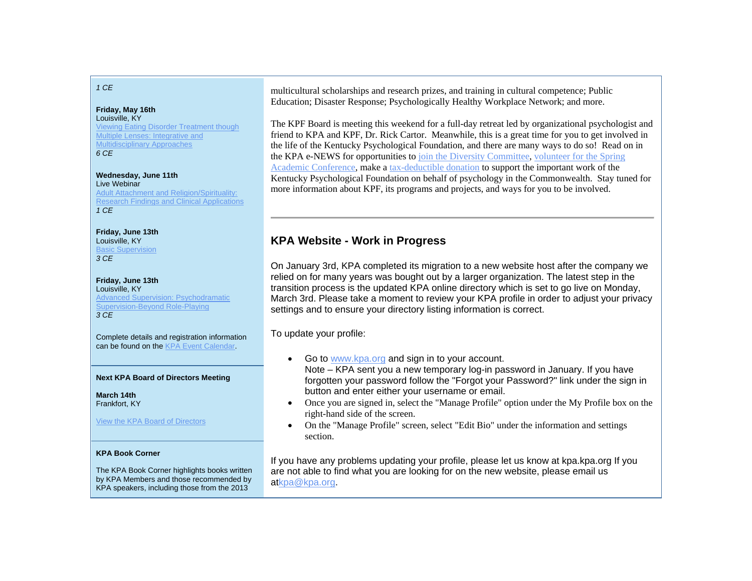*1 CE*

**Friday, May 16th**
Louisville, KY
Viewing Eating Disorder Treatment though Multiple Lenses: Integrative and Multidisciplinary Approaches
*6 CE*

**Wednesday, June 11th**
Live Webinar
Adult Attachment and Religion/Spirituality: Research Findings and Clinical Applications
*1 CE*

**Friday, June 13th**
Louisville, KY
Basic Supervision
*3 CE*

**Friday, June 13th**
Louisville, KY
Advanced Supervision: Psychodramatic Supervision-Beyond Role-Playing
*3 CE*

Complete details and registration information can be found on the KPA Event Calendar.

**Next KPA Board of Directors Meeting**

**March 14th**
Frankfort, KY

View the KPA Board of Directors

**KPA Book Corner**

The KPA Book Corner highlights books written by KPA Members and those recommended by KPA speakers, including those from the 2013

multicultural scholarships and research prizes, and training in cultural competence; Public Education; Disaster Response; Psychologically Healthy Workplace Network; and more.

The KPF Board is meeting this weekend for a full-day retreat led by organizational psychologist and friend to KPA and KPF, Dr. Rick Cartor. Meanwhile, this is a great time for you to get involved in the life of the Kentucky Psychological Foundation, and there are many ways to do so! Read on in the KPA e-NEWS for opportunities to join the Diversity Committee, volunteer for the Spring Academic Conference, make a tax-deductible donation to support the important work of the Kentucky Psychological Foundation on behalf of psychology in the Commonwealth. Stay tuned for more information about KPF, its programs and projects, and ways for you to be involved.

---

## KPA Website - Work in Progress

On January 3rd, KPA completed its migration to a new website host after the company we relied on for many years was bought out by a larger organization. The latest step in the transition process is the updated KPA online directory which is set to go live on Monday, March 3rd. Please take a moment to review your KPA profile in order to adjust your privacy settings and to ensure your directory listing information is correct.

To update your profile:

- Go to www.kpa.org and sign in to your account.
  Note – KPA sent you a new temporary log-in password in January. If you have forgotten your password follow the "Forgot your Password?" link under the sign in button and enter either your username or email.
- Once you are signed in, select the "Manage Profile" option under the My Profile box on the right-hand side of the screen.
- On the "Manage Profile" screen, select "Edit Bio" under the information and settings section.

If you have any problems updating your profile, please let us know at kpa.kpa.org If you are not able to find what you are looking for on the new website, please email us atkpa@kpa.org.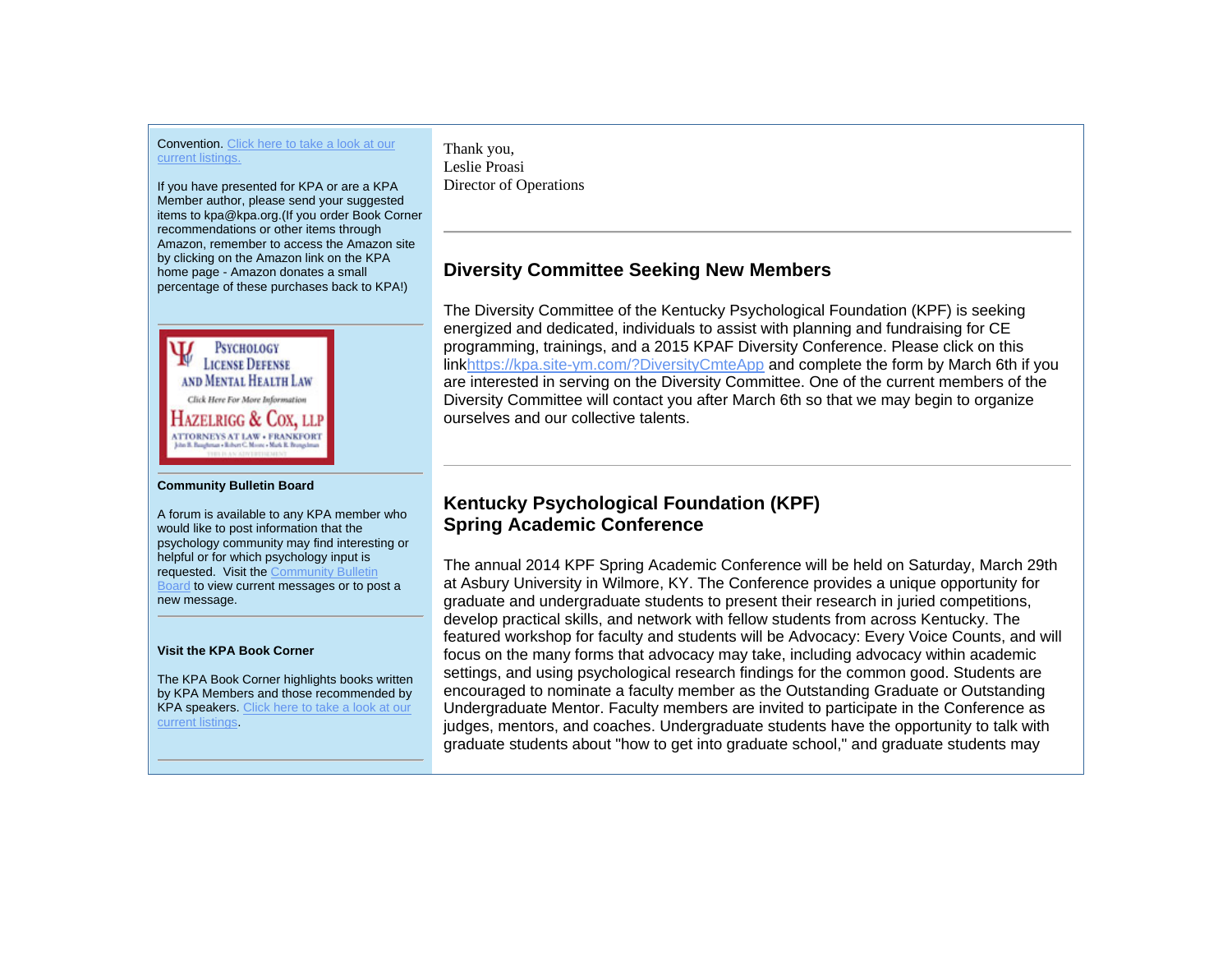Convention. [Click here to take a look at our current listings.]

If you have presented for KPA or are a KPA Member author, please send your suggested items to kpa@kpa.org.(If you order Book Corner recommendations or other items through Amazon, remember to access the Amazon site by clicking on the Amazon link on the KPA home page - Amazon donates a small percentage of these purchases back to KPA!)

Psychology License Defense and Mental Health Law
Click Here For More Information
Hazelrigg & Cox, LLP
Attorneys at Law • Frankfort

**Community Bulletin Board**

A forum is available to any KPA member who would like to post information that the psychology community may find interesting or helpful or for which psychology input is requested. Visit the Community Bulletin Board to view current messages or to post a new message.

**Visit the KPA Book Corner**

The KPA Book Corner highlights books written by KPA Members and those recommended by KPA speakers. Click here to take a look at our current listings.

Thank you,
Leslie Proasi
Director of Operations

---

## Diversity Committee Seeking New Members

The Diversity Committee of the Kentucky Psychological Foundation (KPF) is seeking energized and dedicated, individuals to assist with planning and fundraising for CE programming, trainings, and a 2015 KPAF Diversity Conference. Please click on this linkhttps://kpa.site-ym.com/?DiversityCmteApp and complete the form by March 6th if you are interested in serving on the Diversity Committee. One of the current members of the Diversity Committee will contact you after March 6th so that we may begin to organize ourselves and our collective talents.

---

## Kentucky Psychological Foundation (KPF) Spring Academic Conference

The annual 2014 KPF Spring Academic Conference will be held on Saturday, March 29th at Asbury University in Wilmore, KY. The Conference provides a unique opportunity for graduate and undergraduate students to present their research in juried competitions, develop practical skills, and network with fellow students from across Kentucky. The featured workshop for faculty and students will be Advocacy: Every Voice Counts, and will focus on the many forms that advocacy may take, including advocacy within academic settings, and using psychological research findings for the common good. Students are encouraged to nominate a faculty member as the Outstanding Graduate or Outstanding Undergraduate Mentor. Faculty members are invited to participate in the Conference as judges, mentors, and coaches. Undergraduate students have the opportunity to talk with graduate students about "how to get into graduate school," and graduate students may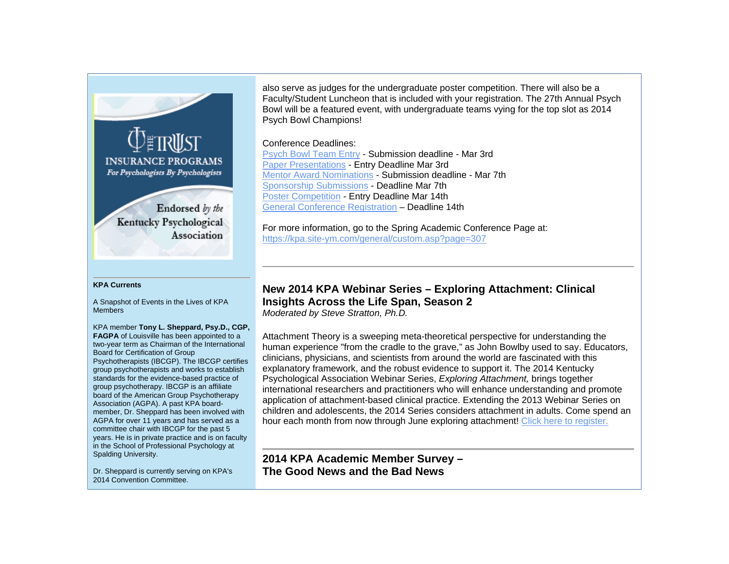THE TRUST
INSURANCE PROGRAMS
*For Psychologists By Psychologists*

Endorsed *by the* Kentucky Psychological Association

**KPA Currents**

A Snapshot of Events in the Lives of KPA Members

KPA member **Tony L. Sheppard, Psy.D., CGP, FAGPA** of Louisville has been appointed to a two-year term as Chairman of the International Board for Certification of Group Psychotherapists (IBCGP). The IBCGP certifies group psychotherapists and works to establish standards for the evidence-based practice of group psychotherapy. IBCGP is an affiliate board of the American Group Psychotherapy Association (AGPA). A past KPA board-member, Dr. Sheppard has been involved with AGPA for over 11 years and has served as a committee chair with IBCGP for the past 5 years. He is in private practice and is on faculty in the School of Professional Psychology at Spalding University.

Dr. Sheppard is currently serving on KPA's 2014 Convention Committee.

also serve as judges for the undergraduate poster competition. There will also be a Faculty/Student Luncheon that is included with your registration. The 27th Annual Psych Bowl will be a featured event, with undergraduate teams vying for the top slot as 2014 Psych Bowl Champions!

Conference Deadlines:
Psych Bowl Team Entry - Submission deadline - Mar 3rd
Paper Presentations - Entry Deadline Mar 3rd
Mentor Award Nominations - Submission deadline - Mar 7th
Sponsorship Submissions - Deadline Mar 7th
Poster Competition - Entry Deadline Mar 14th
General Conference Registration – Deadline 14th

For more information, go to the Spring Academic Conference Page at: https://kpa.site-ym.com/general/custom.asp?page=307

---

## New 2014 KPA Webinar Series – Exploring Attachment: Clinical Insights Across the Life Span, Season 2

*Moderated by Steve Stratton, Ph.D.*

Attachment Theory is a sweeping meta-theoretical perspective for understanding the human experience "from the cradle to the grave," as John Bowlby used to say. Educators, clinicians, physicians, and scientists from around the world are fascinated with this explanatory framework, and the robust evidence to support it. The 2014 Kentucky Psychological Association Webinar Series, *Exploring Attachment,* brings together international researchers and practitioners who will enhance understanding and promote application of attachment-based clinical practice. Extending the 2013 Webinar Series on children and adolescents, the 2014 Series considers attachment in adults. Come spend an hour each month from now through June exploring attachment! Click here to register.

---

## 2014 KPA Academic Member Survey – The Good News and the Bad News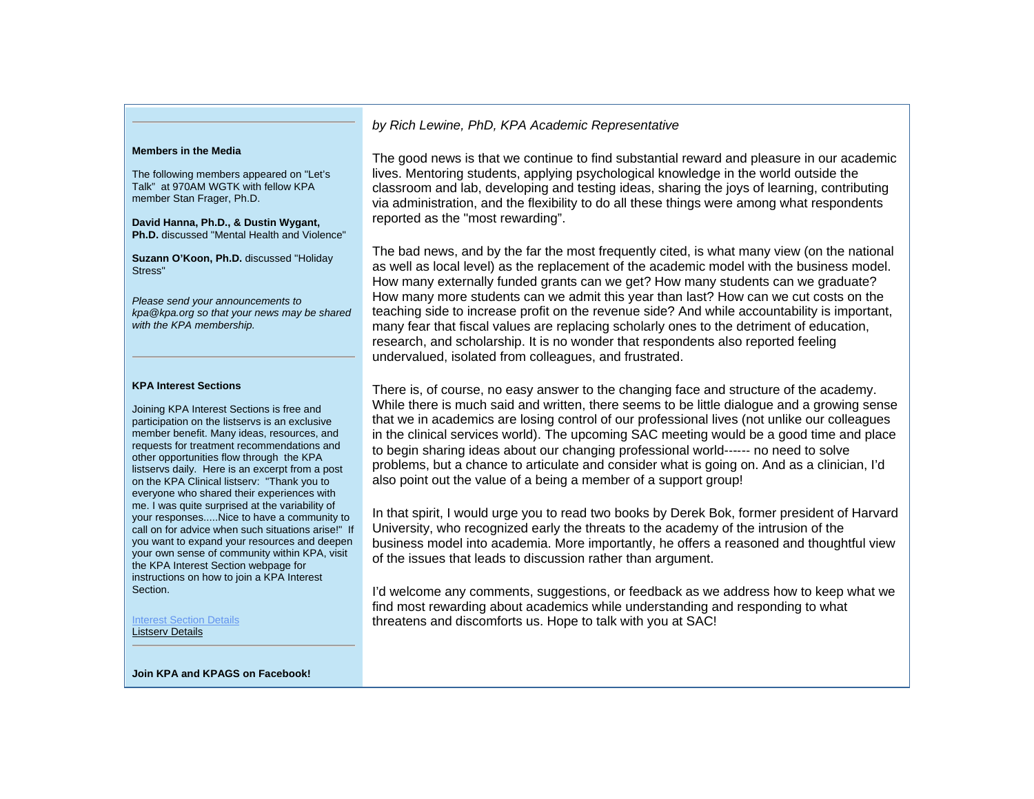*by Rich Lewine, PhD, KPA Academic Representative*

The good news is that we continue to find substantial reward and pleasure in our academic lives. Mentoring students, applying psychological knowledge in the world outside the classroom and lab, developing and testing ideas, sharing the joys of learning, contributing via administration, and the flexibility to do all these things were among what respondents reported as the "most rewarding".

The bad news, and by the far the most frequently cited, is what many view (on the national as well as local level) as the replacement of the academic model with the business model. How many externally funded grants can we get? How many students can we graduate? How many more students can we admit this year than last? How can we cut costs on the teaching side to increase profit on the revenue side? And while accountability is important, many fear that fiscal values are replacing scholarly ones to the detriment of education, research, and scholarship. It is no wonder that respondents also reported feeling undervalued, isolated from colleagues, and frustrated.

There is, of course, no easy answer to the changing face and structure of the academy. While there is much said and written, there seems to be little dialogue and a growing sense that we in academics are losing control of our professional lives (not unlike our colleagues in the clinical services world). The upcoming SAC meeting would be a good time and place to begin sharing ideas about our changing professional world------ no need to solve problems, but a chance to articulate and consider what is going on. And as a clinician, I'd also point out the value of a being a member of a support group!

In that spirit, I would urge you to read two books by Derek Bok, former president of Harvard University, who recognized early the threats to the academy of the intrusion of the business model into academia. More importantly, he offers a reasoned and thoughtful view of the issues that leads to discussion rather than argument.

I'd welcome any comments, suggestions, or feedback as we address how to keep what we find most rewarding about academics while understanding and responding to what threatens and discomforts us. Hope to talk with you at SAC!

---

**Members in the Media**

The following members appeared on "Let's Talk" at 970AM WGTK with fellow KPA member Stan Frager, Ph.D.

**David Hanna, Ph.D., & Dustin Wygant, Ph.D.** discussed "Mental Health and Violence"

**Suzann O'Koon, Ph.D.** discussed "Holiday Stress"

*Please send your announcements to kpa@kpa.org so that your news may be shared with the KPA membership.*

---

**KPA Interest Sections**

Joining KPA Interest Sections is free and participation on the listservs is an exclusive member benefit. Many ideas, resources, and requests for treatment recommendations and other opportunities flow through the KPA listservs daily. Here is an excerpt from a post on the KPA Clinical listserv: "Thank you to everyone who shared their experiences with me. I was quite surprised at the variability of your responses.....Nice to have a community to call on for advice when such situations arise!" If you want to expand your resources and deepen your own sense of community within KPA, visit the KPA Interest Section webpage for instructions on how to join a KPA Interest Section.

Interest Section Details
Listserv Details

---

**Join KPA and KPAGS on Facebook!**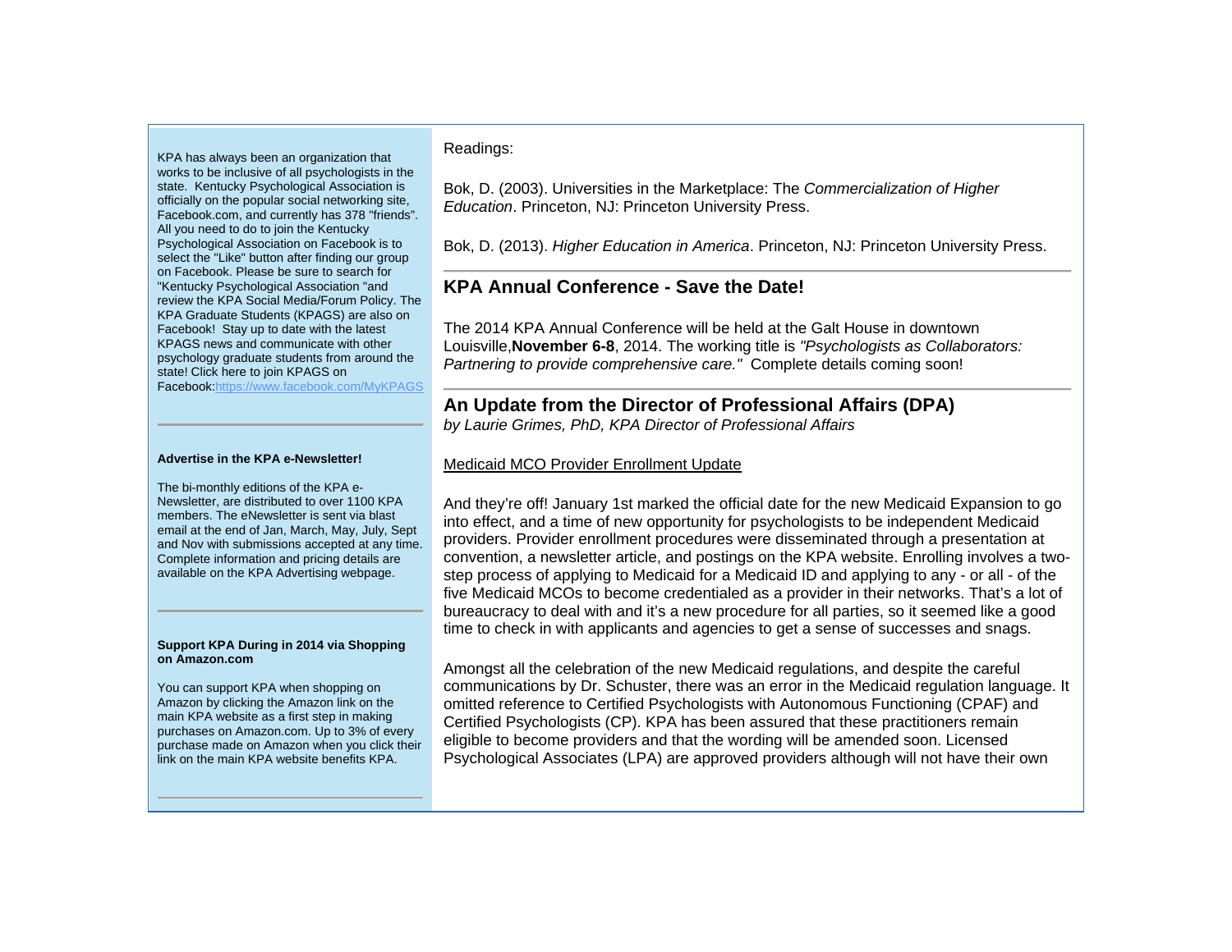KPA has always been an organization that works to be inclusive of all psychologists in the state. Kentucky Psychological Association is officially on the popular social networking site, Facebook.com, and currently has 378 "friends". All you need to do to join the Kentucky Psychological Association on Facebook is to select the "Like" button after finding our group on Facebook. Please be sure to search for "Kentucky Psychological Association "and review the KPA Social Media/Forum Policy. The KPA Graduate Students (KPAGS) are also on Facebook! Stay up to date with the latest KPAGS news and communicate with other psychology graduate students from around the state! Click here to join KPAGS on Facebook:https://www.facebook.com/MyKPAGS

---

**Advertise in the KPA e-Newsletter!**

The bi-monthly editions of the KPA e-Newsletter, are distributed to over 1100 KPA members. The eNewsletter is sent via blast email at the end of Jan, March, May, July, Sept and Nov with submissions accepted at any time. Complete information and pricing details are available on the KPA Advertising webpage.

---

**Support KPA During in 2014 via Shopping on Amazon.com**

You can support KPA when shopping on Amazon by clicking the Amazon link on the main KPA website as a first step in making purchases on Amazon.com. Up to 3% of every purchase made on Amazon when you click their link on the main KPA website benefits KPA.

---

Readings:

Bok, D. (2003). Universities in the Marketplace: The *Commercialization of Higher Education*. Princeton, NJ: Princeton University Press.

Bok, D. (2013). *Higher Education in America*. Princeton, NJ: Princeton University Press.

---

## KPA Annual Conference - Save the Date!

The 2014 KPA Annual Conference will be held at the Galt House in downtown Louisville,**November 6-8**, 2014. The working title is *"Psychologists as Collaborators: Partnering to provide comprehensive care."* Complete details coming soon!

---

## An Update from the Director of Professional Affairs (DPA)

*by Laurie Grimes, PhD, KPA Director of Professional Affairs*

Medicaid MCO Provider Enrollment Update

And they're off! January 1st marked the official date for the new Medicaid Expansion to go into effect, and a time of new opportunity for psychologists to be independent Medicaid providers. Provider enrollment procedures were disseminated through a presentation at convention, a newsletter article, and postings on the KPA website. Enrolling involves a two-step process of applying to Medicaid for a Medicaid ID and applying to any - or all - of the five Medicaid MCOs to become credentialed as a provider in their networks. That's a lot of bureaucracy to deal with and it's a new procedure for all parties, so it seemed like a good time to check in with applicants and agencies to get a sense of successes and snags.

Amongst all the celebration of the new Medicaid regulations, and despite the careful communications by Dr. Schuster, there was an error in the Medicaid regulation language. It omitted reference to Certified Psychologists with Autonomous Functioning (CPAF) and Certified Psychologists (CP). KPA has been assured that these practitioners remain eligible to become providers and that the wording will be amended soon. Licensed Psychological Associates (LPA) are approved providers although will not have their own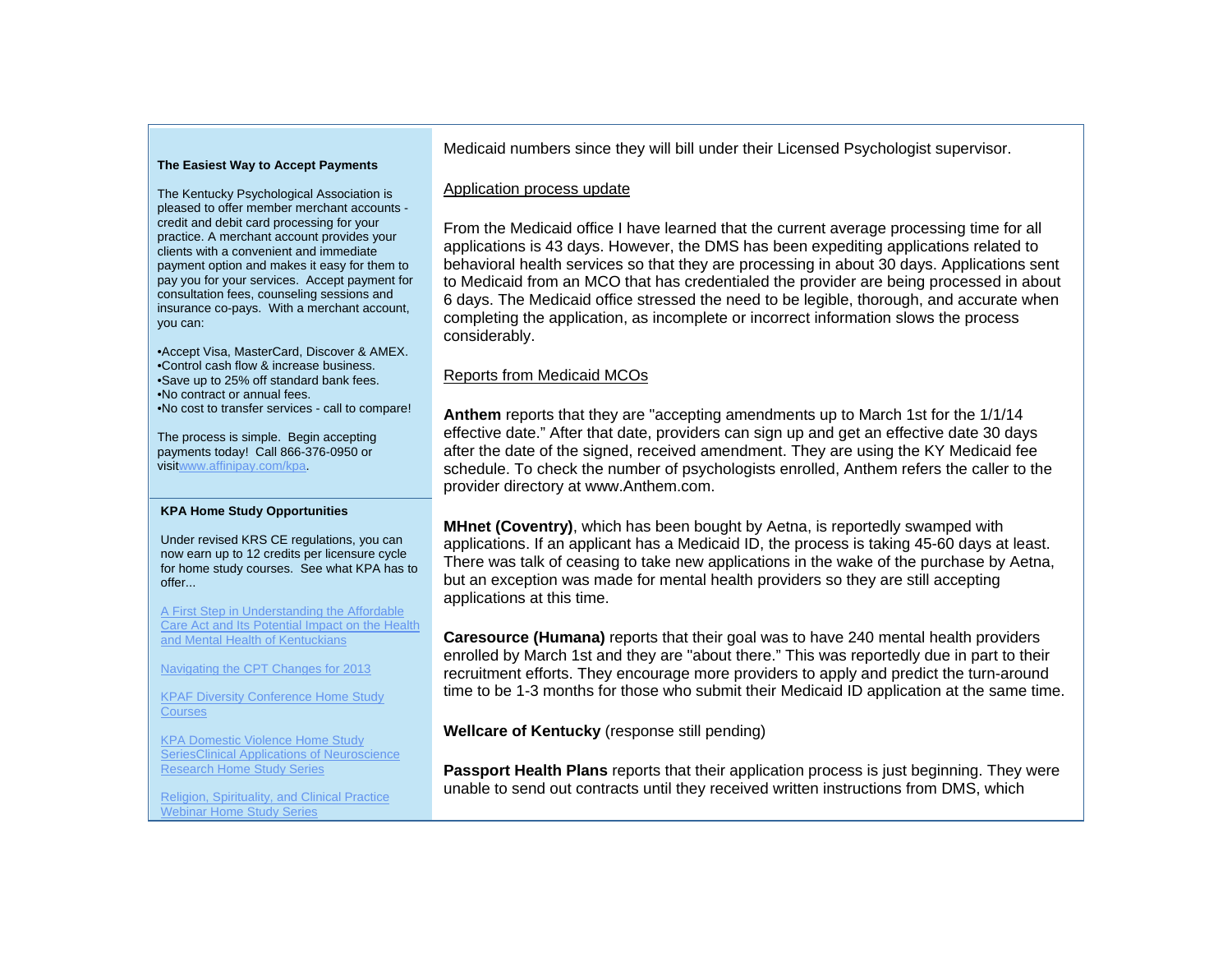### The Easiest Way to Accept Payments

The Kentucky Psychological Association is pleased to offer member merchant accounts - credit and debit card processing for your practice. A merchant account provides your clients with a convenient and immediate payment option and makes it easy for them to pay you for your services. Accept payment for consultation fees, counseling sessions and insurance co-pays. With a merchant account, you can:

- Accept Visa, MasterCard, Discover & AMEX.
- Control cash flow & increase business.
- Save up to 25% off standard bank fees.
- No contract or annual fees.
- No cost to transfer services - call to compare!

The process is simple. Begin accepting payments today! Call 866-376-0950 or visitwww.affinipay.com/kpa.

### KPA Home Study Opportunities

Under revised KRS CE regulations, you can now earn up to 12 credits per licensure cycle for home study courses. See what KPA has to offer...

A First Step in Understanding the Affordable Care Act and Its Potential Impact on the Health and Mental Health of Kentuckians

Navigating the CPT Changes for 2013

KPAF Diversity Conference Home Study Courses

KPA Domestic Violence Home Study SeriesClinical Applications of Neuroscience Research Home Study Series

Religion, Spirituality, and Clinical Practice Webinar Home Study Series

Medicaid numbers since they will bill under their Licensed Psychologist supervisor.

Application process update

From the Medicaid office I have learned that the current average processing time for all applications is 43 days. However, the DMS has been expediting applications related to behavioral health services so that they are processing in about 30 days. Applications sent to Medicaid from an MCO that has credentialed the provider are being processed in about 6 days. The Medicaid office stressed the need to be legible, thorough, and accurate when completing the application, as incomplete or incorrect information slows the process considerably.

Reports from Medicaid MCOs

**Anthem** reports that they are "accepting amendments up to March 1st for the 1/1/14 effective date." After that date, providers can sign up and get an effective date 30 days after the date of the signed, received amendment. They are using the KY Medicaid fee schedule. To check the number of psychologists enrolled, Anthem refers the caller to the provider directory at www.Anthem.com.

**MHnet (Coventry)**, which has been bought by Aetna, is reportedly swamped with applications. If an applicant has a Medicaid ID, the process is taking 45-60 days at least. There was talk of ceasing to take new applications in the wake of the purchase by Aetna, but an exception was made for mental health providers so they are still accepting applications at this time.

**Caresource (Humana)** reports that their goal was to have 240 mental health providers enrolled by March 1st and they are "about there." This was reportedly due in part to their recruitment efforts. They encourage more providers to apply and predict the turn-around time to be 1-3 months for those who submit their Medicaid ID application at the same time.

**Wellcare of Kentucky** (response still pending)

**Passport Health Plans** reports that their application process is just beginning. They were unable to send out contracts until they received written instructions from DMS, which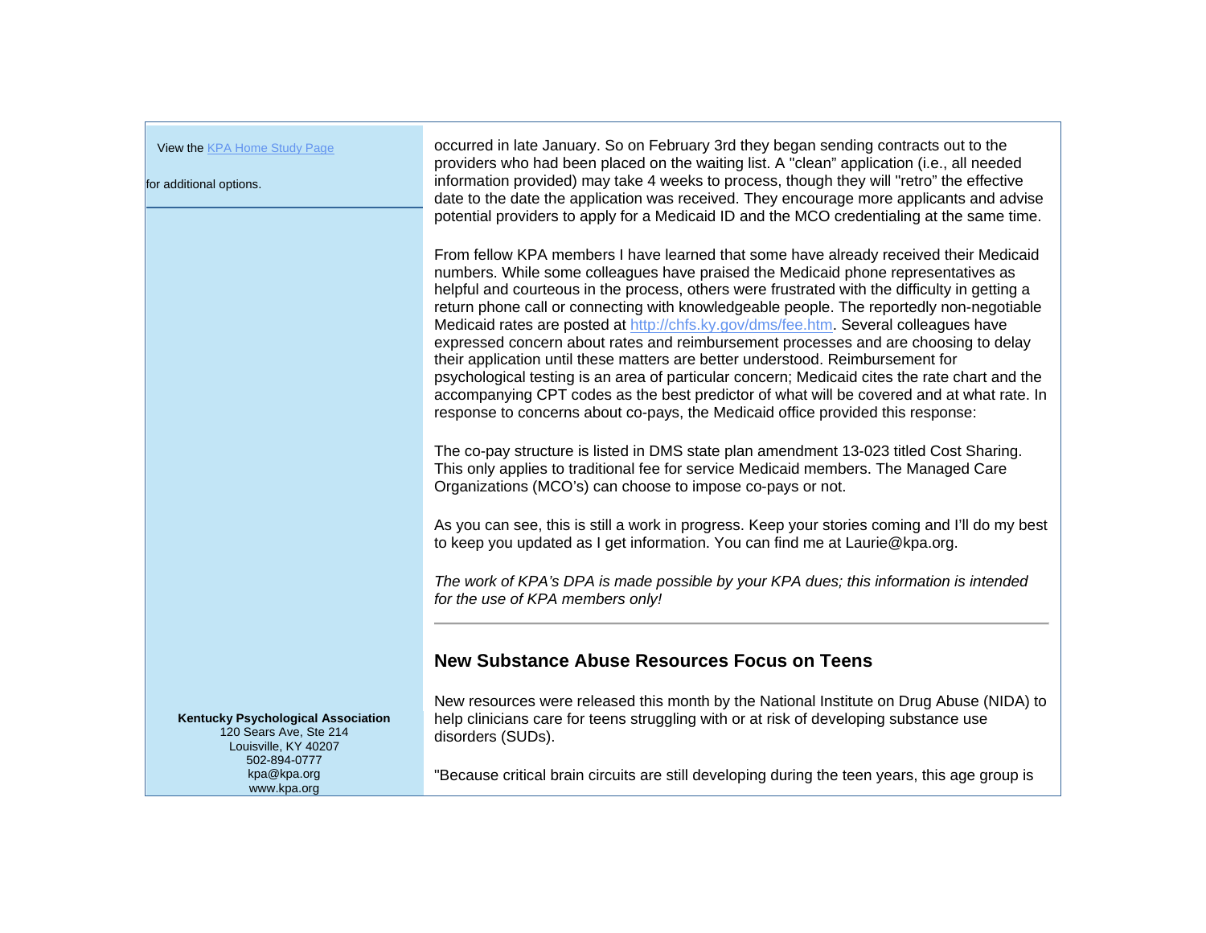View the [KPA Home Study Page](KPA Home Study Page)

for additional options.

occurred in late January. So on February 3rd they began sending contracts out to the providers who had been placed on the waiting list. A "clean" application (i.e., all needed information provided) may take 4 weeks to process, though they will "retro" the effective date to the date the application was received. They encourage more applicants and advise potential providers to apply for a Medicaid ID and the MCO credentialing at the same time.

From fellow KPA members I have learned that some have already received their Medicaid numbers. While some colleagues have praised the Medicaid phone representatives as helpful and courteous in the process, others were frustrated with the difficulty in getting a return phone call or connecting with knowledgeable people. The reportedly non-negotiable Medicaid rates are posted at [http://chfs.ky.gov/dms/fee.htm](http://chfs.ky.gov/dms/fee.htm). Several colleagues have expressed concern about rates and reimbursement processes and are choosing to delay their application until these matters are better understood. Reimbursement for psychological testing is an area of particular concern; Medicaid cites the rate chart and the accompanying CPT codes as the best predictor of what will be covered and at what rate. In response to concerns about co-pays, the Medicaid office provided this response:

The co-pay structure is listed in DMS state plan amendment 13-023 titled Cost Sharing. This only applies to traditional fee for service Medicaid members. The Managed Care Organizations (MCO's) can choose to impose co-pays or not.

As you can see, this is still a work in progress. Keep your stories coming and I'll do my best to keep you updated as I get information. You can find me at Laurie@kpa.org.

*The work of KPA's DPA is made possible by your KPA dues; this information is intended for the use of KPA members only!*

---

## New Substance Abuse Resources Focus on Teens

New resources were released this month by the National Institute on Drug Abuse (NIDA) to help clinicians care for teens struggling with or at risk of developing substance use disorders (SUDs).

"Because critical brain circuits are still developing during the teen years, this age group is

**Kentucky Psychological Association**
120 Sears Ave, Ste 214
Louisville, KY 40207
502-894-0777
kpa@kpa.org
www.kpa.org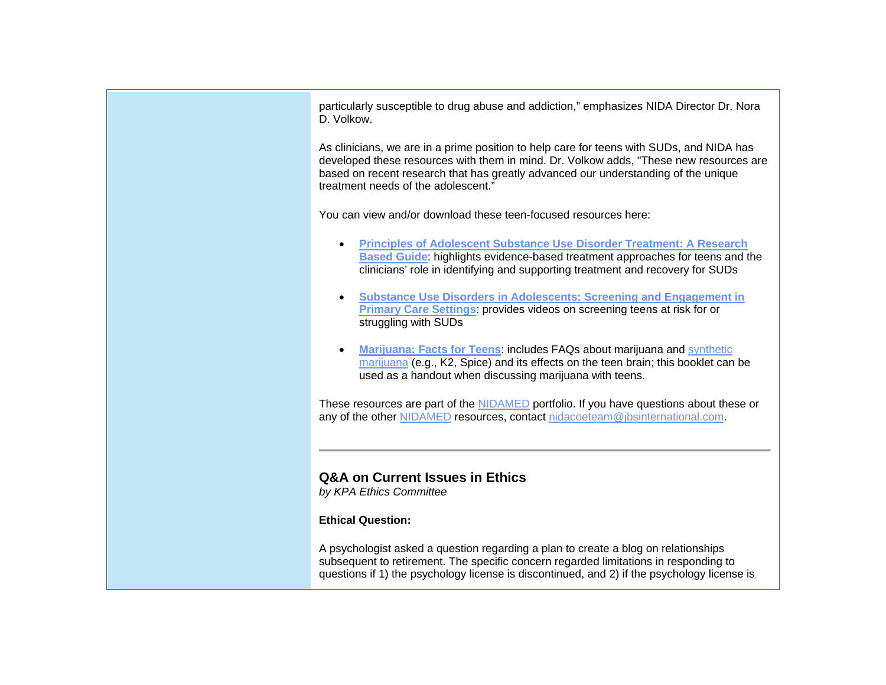particularly susceptible to drug abuse and addiction," emphasizes NIDA Director Dr. Nora D. Volkow.

As clinicians, we are in a prime position to help care for teens with SUDs, and NIDA has developed these resources with them in mind. Dr. Volkow adds, "These new resources are based on recent research that has greatly advanced our understanding of the unique treatment needs of the adolescent."

You can view and/or download these teen-focused resources here:

- **Principles of Adolescent Substance Use Disorder Treatment: A Research Based Guide**: highlights evidence-based treatment approaches for teens and the clinicians' role in identifying and supporting treatment and recovery for SUDs

- **Substance Use Disorders in Adolescents: Screening and Engagement in Primary Care Settings**: provides videos on screening teens at risk for or struggling with SUDs

- **Marijuana: Facts for Teens**: includes FAQs about marijuana and synthetic marijuana (e.g., K2, Spice) and its effects on the teen brain; this booklet can be used as a handout when discussing marijuana with teens.

These resources are part of the NIDAMED portfolio. If you have questions about these or any of the other NIDAMED resources, contact nidacoeteam@jbsinternational.com.

---

## Q&A on Current Issues in Ethics

*by KPA Ethics Committee*

**Ethical Question:**

A psychologist asked a question regarding a plan to create a blog on relationships subsequent to retirement. The specific concern regarded limitations in responding to questions if 1) the psychology license is discontinued, and 2) if the psychology license is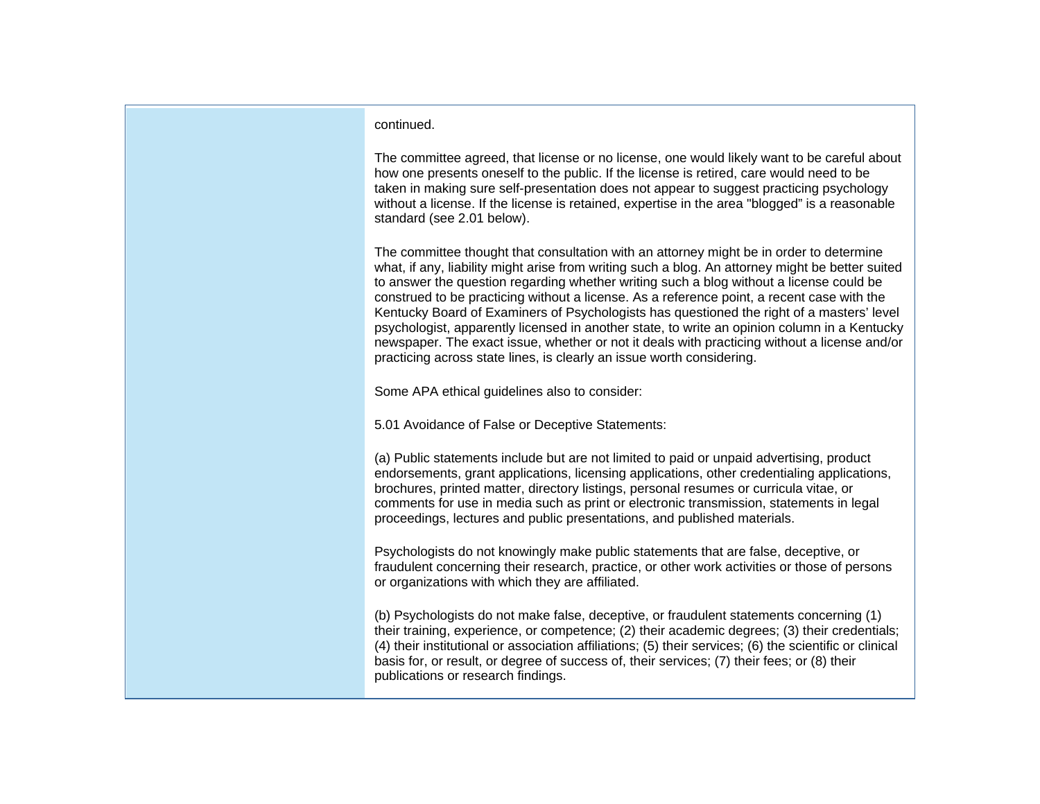continued.

The committee agreed, that license or no license, one would likely want to be careful about how one presents oneself to the public. If the license is retired, care would need to be taken in making sure self-presentation does not appear to suggest practicing psychology without a license. If the license is retained, expertise in the area "blogged" is a reasonable standard (see 2.01 below).

The committee thought that consultation with an attorney might be in order to determine what, if any, liability might arise from writing such a blog. An attorney might be better suited to answer the question regarding whether writing such a blog without a license could be construed to be practicing without a license. As a reference point, a recent case with the Kentucky Board of Examiners of Psychologists has questioned the right of a masters' level psychologist, apparently licensed in another state, to write an opinion column in a Kentucky newspaper. The exact issue, whether or not it deals with practicing without a license and/or practicing across state lines, is clearly an issue worth considering.

Some APA ethical guidelines also to consider:

5.01 Avoidance of False or Deceptive Statements:

(a) Public statements include but are not limited to paid or unpaid advertising, product endorsements, grant applications, licensing applications, other credentialing applications, brochures, printed matter, directory listings, personal resumes or curricula vitae, or comments for use in media such as print or electronic transmission, statements in legal proceedings, lectures and public presentations, and published materials.

Psychologists do not knowingly make public statements that are false, deceptive, or fraudulent concerning their research, practice, or other work activities or those of persons or organizations with which they are affiliated.

(b) Psychologists do not make false, deceptive, or fraudulent statements concerning (1) their training, experience, or competence; (2) their academic degrees; (3) their credentials; (4) their institutional or association affiliations; (5) their services; (6) the scientific or clinical basis for, or result, or degree of success of, their services; (7) their fees; or (8) their publications or research findings.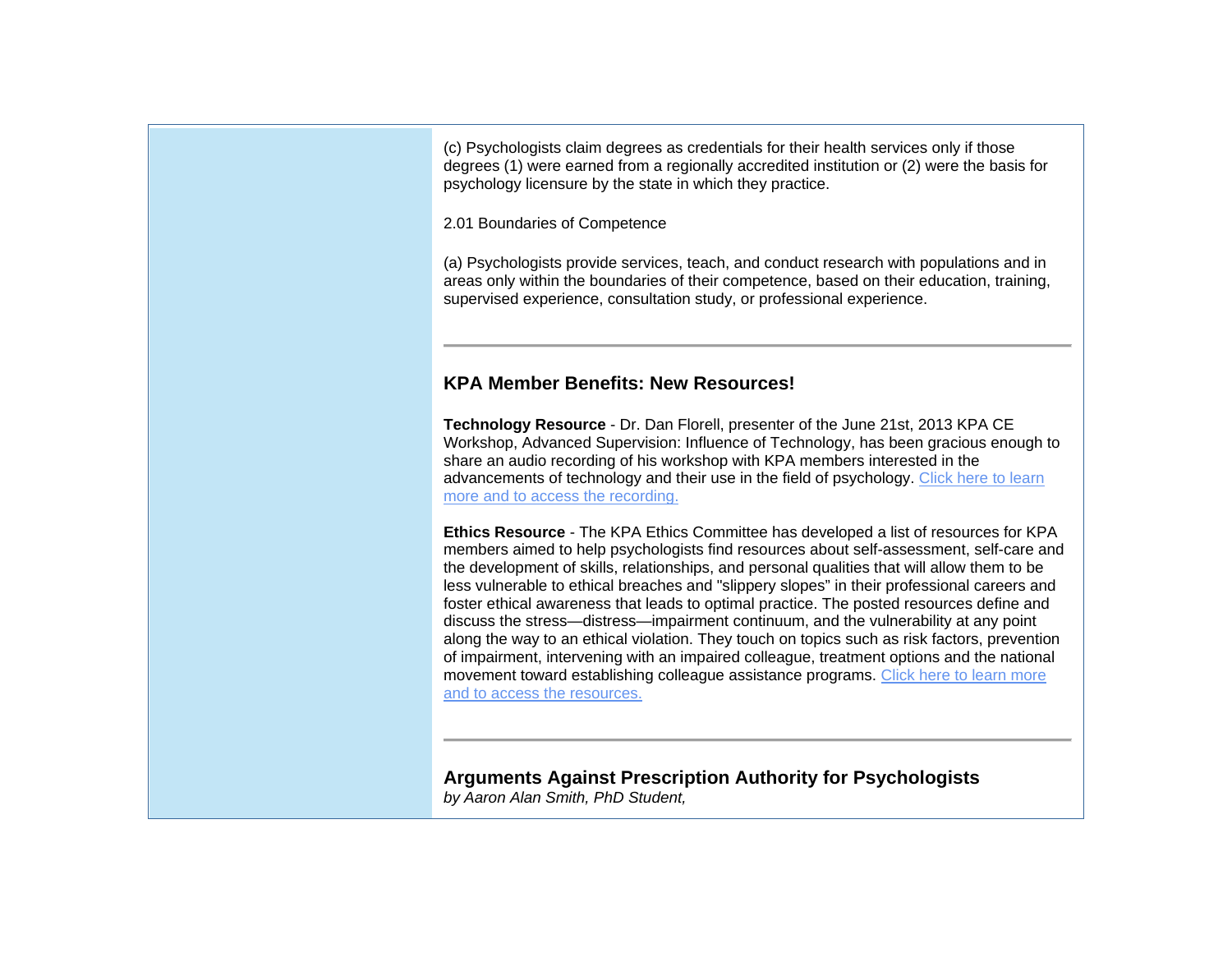(c) Psychologists claim degrees as credentials for their health services only if those degrees (1) were earned from a regionally accredited institution or (2) were the basis for psychology licensure by the state in which they practice.

2.01 Boundaries of Competence

(a) Psychologists provide services, teach, and conduct research with populations and in areas only within the boundaries of their competence, based on their education, training, supervised experience, consultation study, or professional experience.

---

## KPA Member Benefits: New Resources!

**Technology Resource** - Dr. Dan Florell, presenter of the June 21st, 2013 KPA CE Workshop, Advanced Supervision: Influence of Technology, has been gracious enough to share an audio recording of his workshop with KPA members interested in the advancements of technology and their use in the field of psychology. Click here to learn more and to access the recording.

**Ethics Resource** - The KPA Ethics Committee has developed a list of resources for KPA members aimed to help psychologists find resources about self-assessment, self-care and the development of skills, relationships, and personal qualities that will allow them to be less vulnerable to ethical breaches and "slippery slopes" in their professional careers and foster ethical awareness that leads to optimal practice. The posted resources define and discuss the stress—distress—impairment continuum, and the vulnerability at any point along the way to an ethical violation. They touch on topics such as risk factors, prevention of impairment, intervening with an impaired colleague, treatment options and the national movement toward establishing colleague assistance programs. Click here to learn more and to access the resources.

---

## Arguments Against Prescription Authority for Psychologists

*by Aaron Alan Smith, PhD Student,*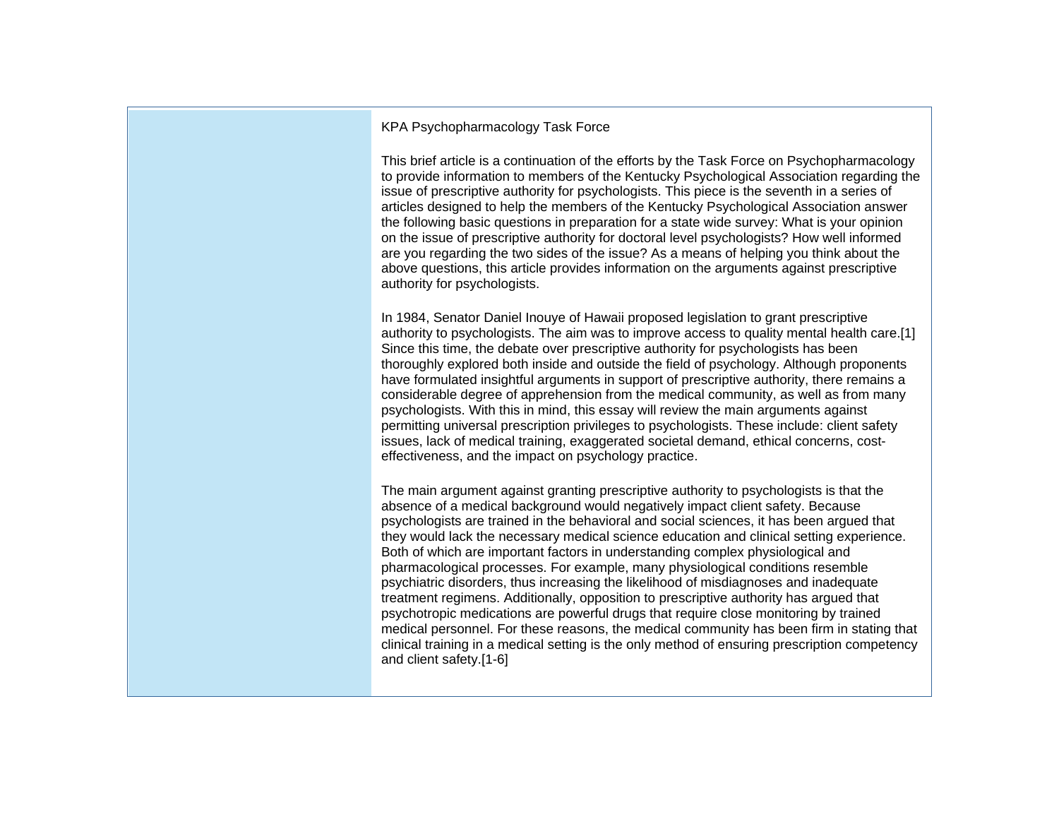KPA Psychopharmacology Task Force

This brief article is a continuation of the efforts by the Task Force on Psychopharmacology to provide information to members of the Kentucky Psychological Association regarding the issue of prescriptive authority for psychologists. This piece is the seventh in a series of articles designed to help the members of the Kentucky Psychological Association answer the following basic questions in preparation for a state wide survey: What is your opinion on the issue of prescriptive authority for doctoral level psychologists? How well informed are you regarding the two sides of the issue? As a means of helping you think about the above questions, this article provides information on the arguments against prescriptive authority for psychologists.

In 1984, Senator Daniel Inouye of Hawaii proposed legislation to grant prescriptive authority to psychologists. The aim was to improve access to quality mental health care.[1] Since this time, the debate over prescriptive authority for psychologists has been thoroughly explored both inside and outside the field of psychology. Although proponents have formulated insightful arguments in support of prescriptive authority, there remains a considerable degree of apprehension from the medical community, as well as from many psychologists. With this in mind, this essay will review the main arguments against permitting universal prescription privileges to psychologists. These include: client safety issues, lack of medical training, exaggerated societal demand, ethical concerns, cost-effectiveness, and the impact on psychology practice.

The main argument against granting prescriptive authority to psychologists is that the absence of a medical background would negatively impact client safety. Because psychologists are trained in the behavioral and social sciences, it has been argued that they would lack the necessary medical science education and clinical setting experience. Both of which are important factors in understanding complex physiological and pharmacological processes. For example, many physiological conditions resemble psychiatric disorders, thus increasing the likelihood of misdiagnoses and inadequate treatment regimens. Additionally, opposition to prescriptive authority has argued that psychotropic medications are powerful drugs that require close monitoring by trained medical personnel. For these reasons, the medical community has been firm in stating that clinical training in a medical setting is the only method of ensuring prescription competency and client safety.[1-6]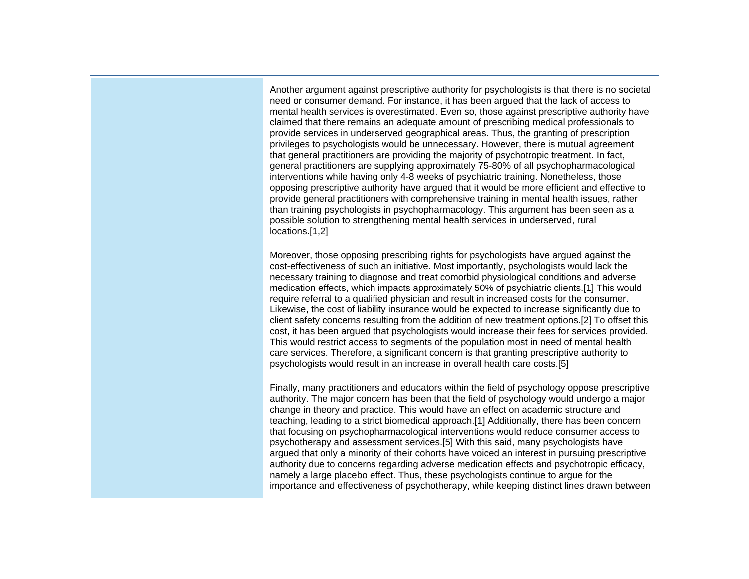Another argument against prescriptive authority for psychologists is that there is no societal need or consumer demand. For instance, it has been argued that the lack of access to mental health services is overestimated. Even so, those against prescriptive authority have claimed that there remains an adequate amount of prescribing medical professionals to provide services in underserved geographical areas. Thus, the granting of prescription privileges to psychologists would be unnecessary. However, there is mutual agreement that general practitioners are providing the majority of psychotropic treatment. In fact, general practitioners are supplying approximately 75-80% of all psychopharmacological interventions while having only 4-8 weeks of psychiatric training. Nonetheless, those opposing prescriptive authority have argued that it would be more efficient and effective to provide general practitioners with comprehensive training in mental health issues, rather than training psychologists in psychopharmacology. This argument has been seen as a possible solution to strengthening mental health services in underserved, rural locations.[1,2]

Moreover, those opposing prescribing rights for psychologists have argued against the cost-effectiveness of such an initiative. Most importantly, psychologists would lack the necessary training to diagnose and treat comorbid physiological conditions and adverse medication effects, which impacts approximately 50% of psychiatric clients.[1] This would require referral to a qualified physician and result in increased costs for the consumer. Likewise, the cost of liability insurance would be expected to increase significantly due to client safety concerns resulting from the addition of new treatment options.[2] To offset this cost, it has been argued that psychologists would increase their fees for services provided. This would restrict access to segments of the population most in need of mental health care services. Therefore, a significant concern is that granting prescriptive authority to psychologists would result in an increase in overall health care costs.[5]

Finally, many practitioners and educators within the field of psychology oppose prescriptive authority. The major concern has been that the field of psychology would undergo a major change in theory and practice. This would have an effect on academic structure and teaching, leading to a strict biomedical approach.[1] Additionally, there has been concern that focusing on psychopharmacological interventions would reduce consumer access to psychotherapy and assessment services.[5] With this said, many psychologists have argued that only a minority of their cohorts have voiced an interest in pursuing prescriptive authority due to concerns regarding adverse medication effects and psychotropic efficacy, namely a large placebo effect. Thus, these psychologists continue to argue for the importance and effectiveness of psychotherapy, while keeping distinct lines drawn between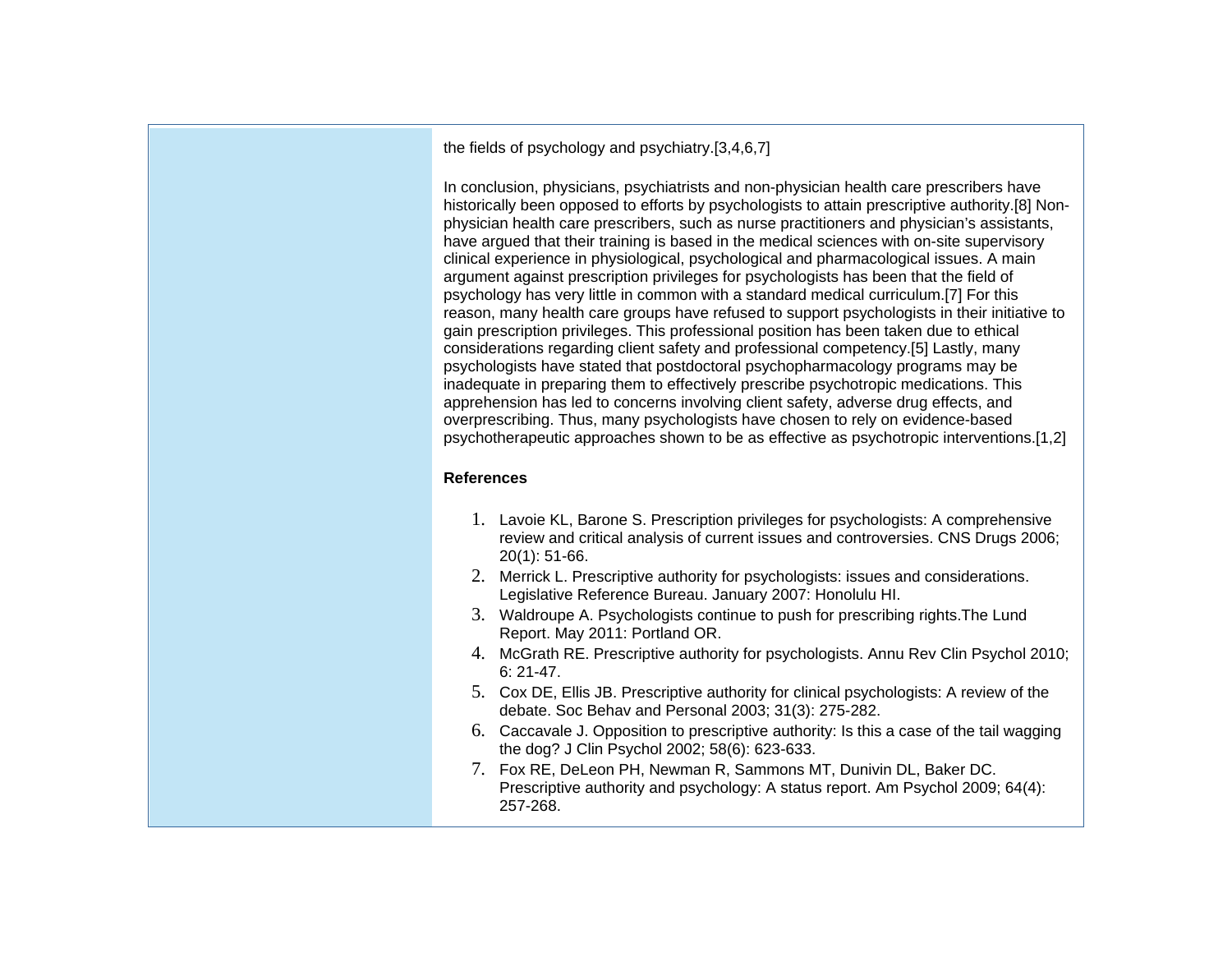the fields of psychology and psychiatry.[3,4,6,7]

In conclusion, physicians, psychiatrists and non-physician health care prescribers have historically been opposed to efforts by psychologists to attain prescriptive authority.[8] Non-physician health care prescribers, such as nurse practitioners and physician's assistants, have argued that their training is based in the medical sciences with on-site supervisory clinical experience in physiological, psychological and pharmacological issues. A main argument against prescription privileges for psychologists has been that the field of psychology has very little in common with a standard medical curriculum.[7] For this reason, many health care groups have refused to support psychologists in their initiative to gain prescription privileges. This professional position has been taken due to ethical considerations regarding client safety and professional competency.[5] Lastly, many psychologists have stated that postdoctoral psychopharmacology programs may be inadequate in preparing them to effectively prescribe psychotropic medications. This apprehension has led to concerns involving client safety, adverse drug effects, and overprescribing. Thus, many psychologists have chosen to rely on evidence-based psychotherapeutic approaches shown to be as effective as psychotropic interventions.[1,2]

**References**

1. Lavoie KL, Barone S. Prescription privileges for psychologists: A comprehensive review and critical analysis of current issues and controversies. CNS Drugs 2006; 20(1): 51-66.
2. Merrick L. Prescriptive authority for psychologists: issues and considerations. Legislative Reference Bureau. January 2007: Honolulu HI.
3. Waldroupe A. Psychologists continue to push for prescribing rights.The Lund Report. May 2011: Portland OR.
4. McGrath RE. Prescriptive authority for psychologists. Annu Rev Clin Psychol 2010; 6: 21-47.
5. Cox DE, Ellis JB. Prescriptive authority for clinical psychologists: A review of the debate. Soc Behav and Personal 2003; 31(3): 275-282.
6. Caccavale J. Opposition to prescriptive authority: Is this a case of the tail wagging the dog? J Clin Psychol 2002; 58(6): 623-633.
7. Fox RE, DeLeon PH, Newman R, Sammons MT, Dunivin DL, Baker DC. Prescriptive authority and psychology: A status report. Am Psychol 2009; 64(4): 257-268.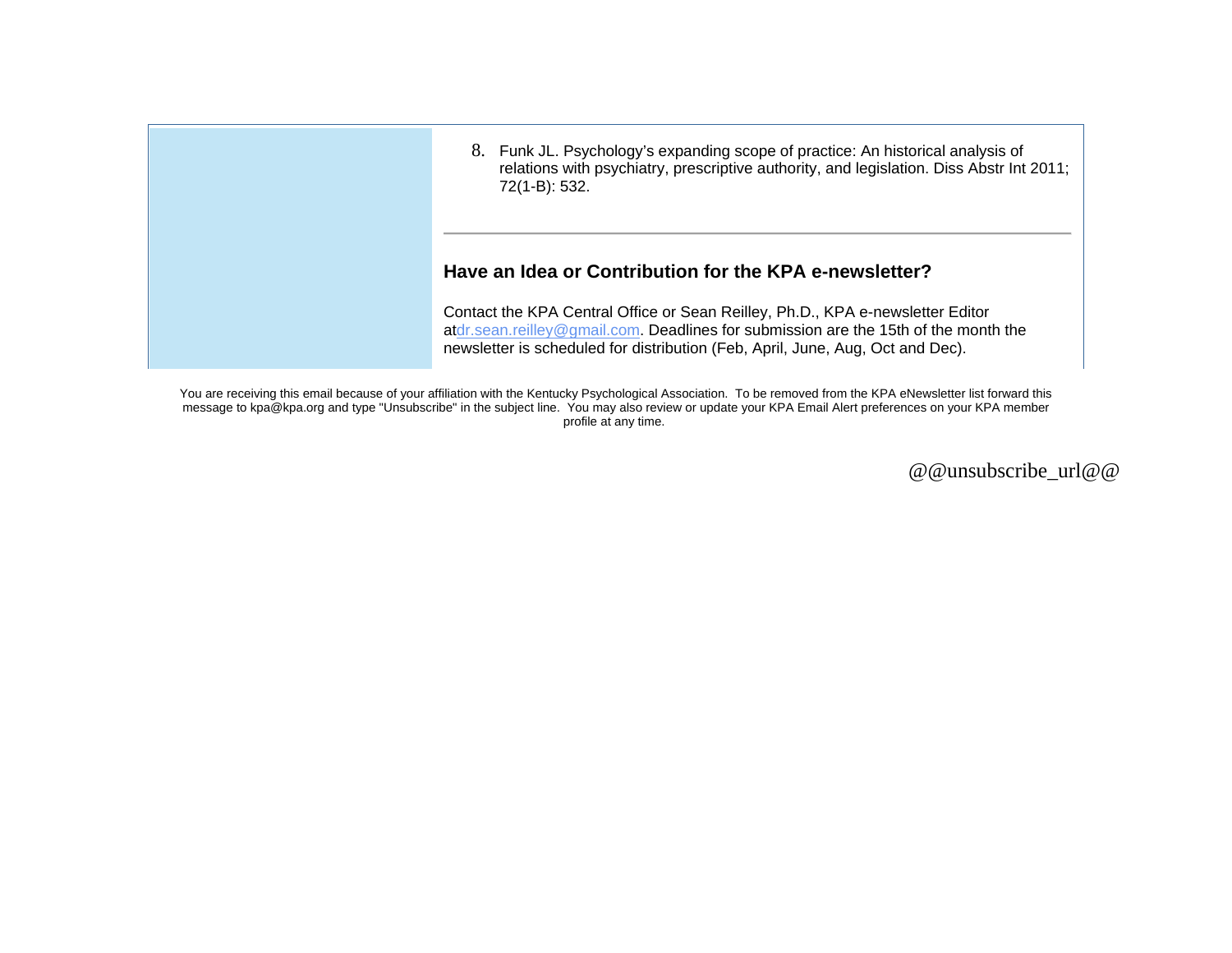8. Funk JL. Psychology's expanding scope of practice: An historical analysis of relations with psychiatry, prescriptive authority, and legislation. Diss Abstr Int 2011; 72(1-B): 532.

---

### Have an Idea or Contribution for the KPA e-newsletter?

Contact the KPA Central Office or Sean Reilley, Ph.D., KPA e-newsletter Editor atdr.sean.reilley@gmail.com. Deadlines for submission are the 15th of the month the newsletter is scheduled for distribution (Feb, April, June, Aug, Oct and Dec).

You are receiving this email because of your affiliation with the Kentucky Psychological Association. To be removed from the KPA eNewsletter list forward this message to kpa@kpa.org and type "Unsubscribe" in the subject line. You may also review or update your KPA Email Alert preferences on your KPA member profile at any time.

@@unsubscribe_url@@